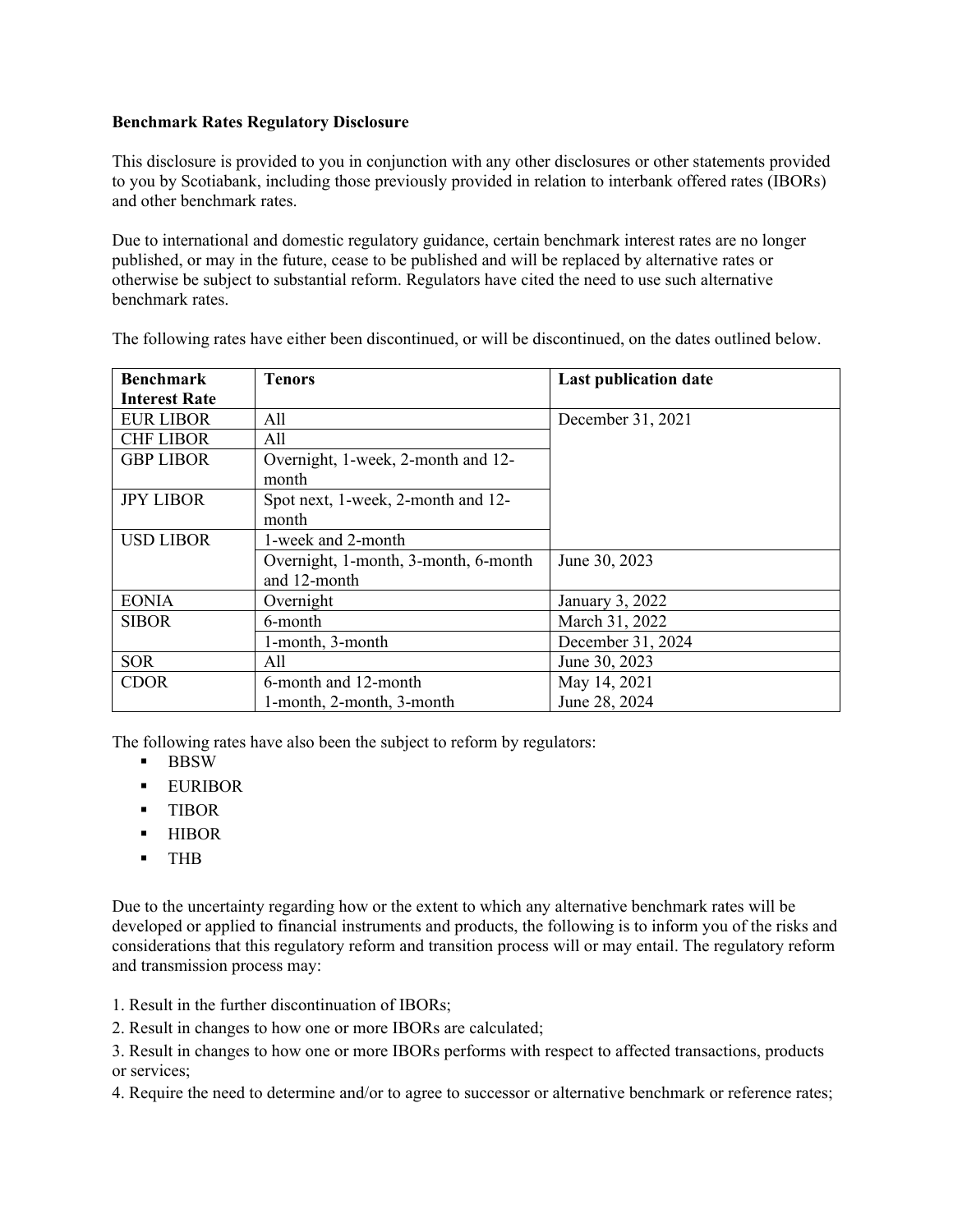**Benchmark Rates Regulatory Disclosure**

This disclosure is provided to you in conjunction with any other disclosures or other statements provided to you by Scotiabank, including those previously provided in relation to interbank offered rates (IBORs) and other benchmark rates.

Due to international and domestic regulatory guidance, certain benchmark interest rates are no longer published, or may in the future, cease to be published and will be replaced by alternative rates or otherwise be subject to substantial reform. Regulators have cited the need to use such alternative benchmark rates.

The following rates have either been discontinued, or will be discontinued, on the dates outlined below.

| Benchmark Interest Rate | Tenors | Last publication date |
|---|---|---|
| EUR LIBOR | All | December 31, 2021 |
| CHF LIBOR | All | |
| GBP LIBOR | Overnight, 1-week, 2-month and 12-month | |
| JPY LIBOR | Spot next, 1-week, 2-month and 12-month | |
| USD LIBOR | 1-week and 2-month | |
| | Overnight, 1-month, 3-month, 6-month and 12-month | June 30, 2023 |
| EONIA | Overnight | January 3, 2022 |
| SIBOR | 6-month | March 31, 2022 |
| | 1-month, 3-month | December 31, 2024 |
| SOR | All | June 30, 2023 |
| CDOR | 6-month and 12-month<br>1-month, 2-month, 3-month | May 14, 2021<br>June 28, 2024 |

The following rates have also been the subject to reform by regulators:

- BBSW
- EURIBOR
- TIBOR
- HIBOR
- THB

Due to the uncertainty regarding how or the extent to which any alternative benchmark rates will be developed or applied to financial instruments and products, the following is to inform you of the risks and considerations that this regulatory reform and transition process will or may entail. The regulatory reform and transmission process may:

1. Result in the further discontinuation of IBORs;
2. Result in changes to how one or more IBORs are calculated;
3. Result in changes to how one or more IBORs performs with respect to affected transactions, products or services;
4. Require the need to determine and/or to agree to successor or alternative benchmark or reference rates;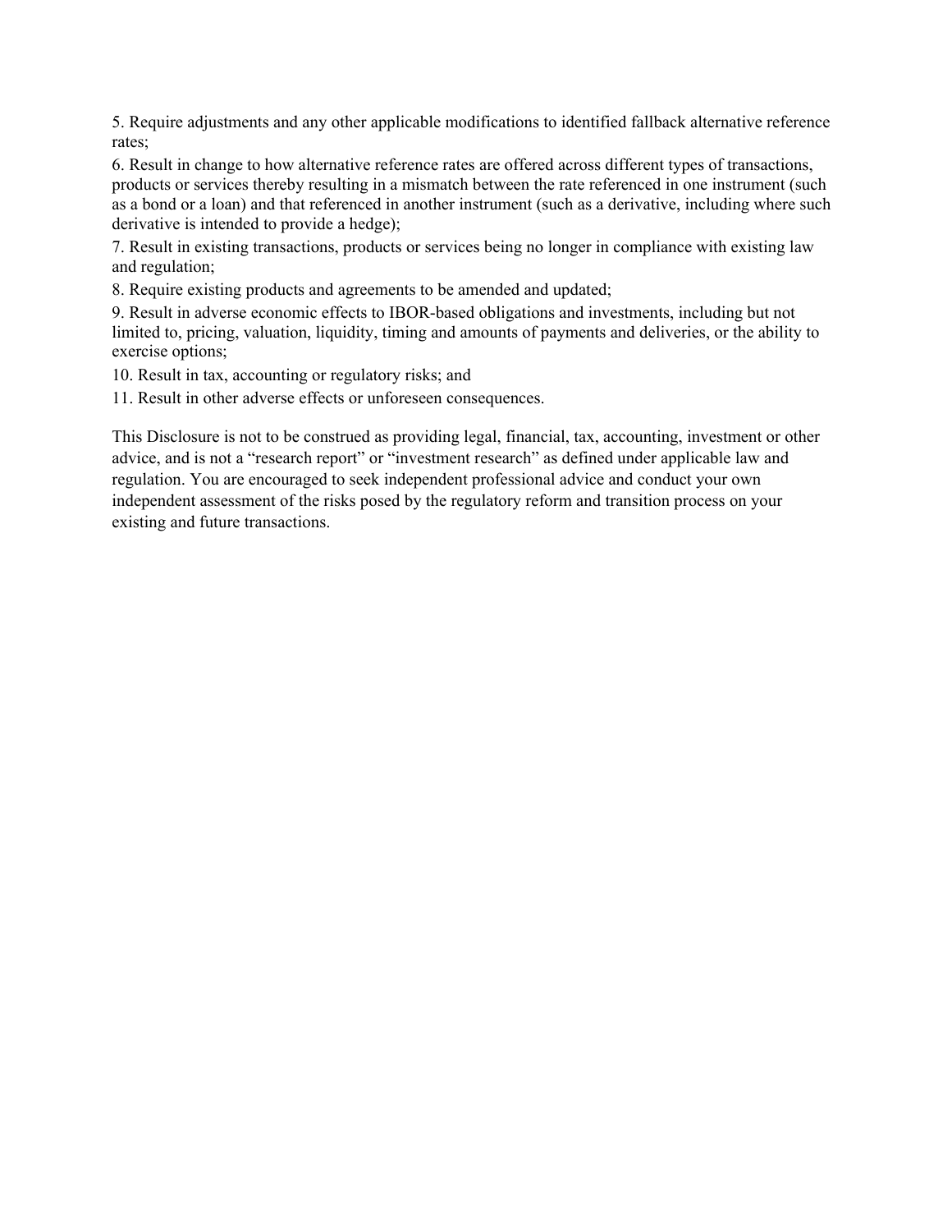5. Require adjustments and any other applicable modifications to identified fallback alternative reference rates;

6. Result in change to how alternative reference rates are offered across different types of transactions, products or services thereby resulting in a mismatch between the rate referenced in one instrument (such as a bond or a loan) and that referenced in another instrument (such as a derivative, including where such derivative is intended to provide a hedge);

7. Result in existing transactions, products or services being no longer in compliance with existing law and regulation;

8. Require existing products and agreements to be amended and updated;

9. Result in adverse economic effects to IBOR-based obligations and investments, including but not limited to, pricing, valuation, liquidity, timing and amounts of payments and deliveries, or the ability to exercise options;

10. Result in tax, accounting or regulatory risks; and

11. Result in other adverse effects or unforeseen consequences.

This Disclosure is not to be construed as providing legal, financial, tax, accounting, investment or other advice, and is not a "research report" or "investment research" as defined under applicable law and regulation. You are encouraged to seek independent professional advice and conduct your own independent assessment of the risks posed by the regulatory reform and transition process on your existing and future transactions.